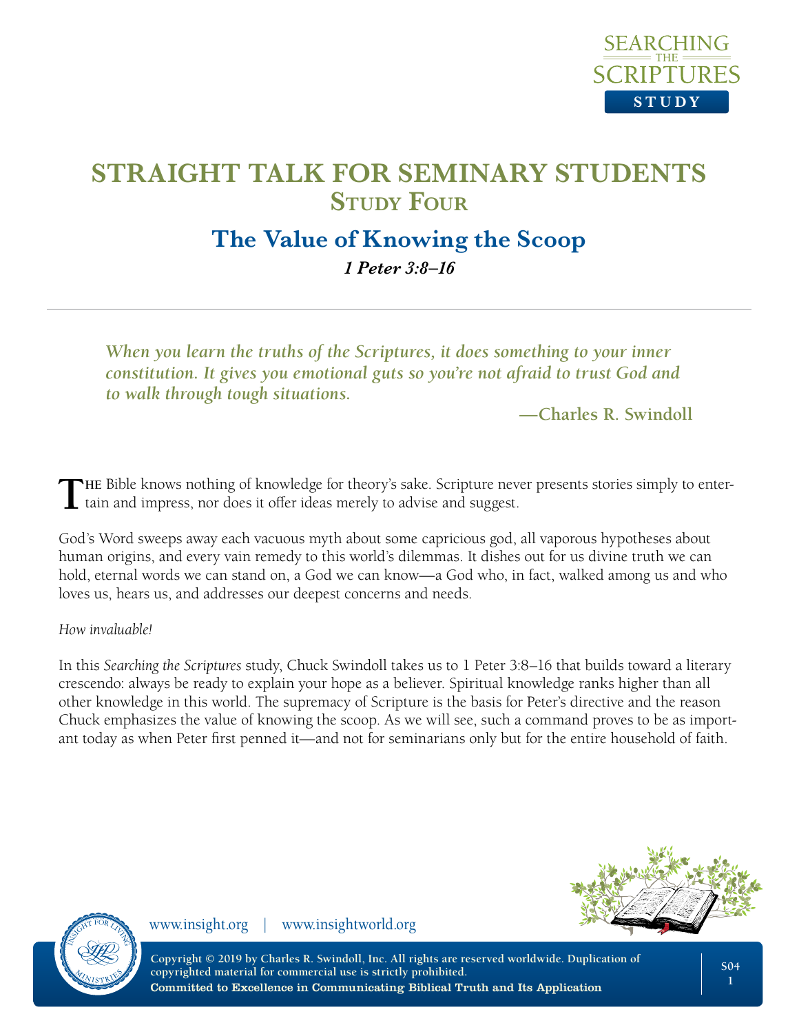# STRAIGHT TALK FOR SEMINARY STUDENTS
## Study Four

## The Value of Knowing the Scoop

***1 Peter 3:8–16***

---

> ***When you learn the truths of the Scriptures, it does something to your inner constitution. It gives you emotional guts so you're not afraid to trust God and to walk through tough situations.***
>
> **—Charles R. Swindoll**

The Bible knows nothing of knowledge for theory's sake. Scripture never presents stories simply to entertain and impress, nor does it offer ideas merely to advise and suggest.

God's Word sweeps away each vacuous myth about some capricious god, all vaporous hypotheses about human origins, and every vain remedy to this world's dilemmas. It dishes out for us divine truth we can hold, eternal words we can stand on, a God we can know—a God who, in fact, walked among us and who loves us, hears us, and addresses our deepest concerns and needs.

*How invaluable!*

In this *Searching the Scriptures* study, Chuck Swindoll takes us to 1 Peter 3:8–16 that builds toward a literary crescendo: always be ready to explain your hope as a believer. Spiritual knowledge ranks higher than all other knowledge in this world. The supremacy of Scripture is the basis for Peter's directive and the reason Chuck emphasizes the value of knowing the scoop. As we will see, such a command proves to be as important today as when Peter first penned it—and not for seminarians only but for the entire household of faith.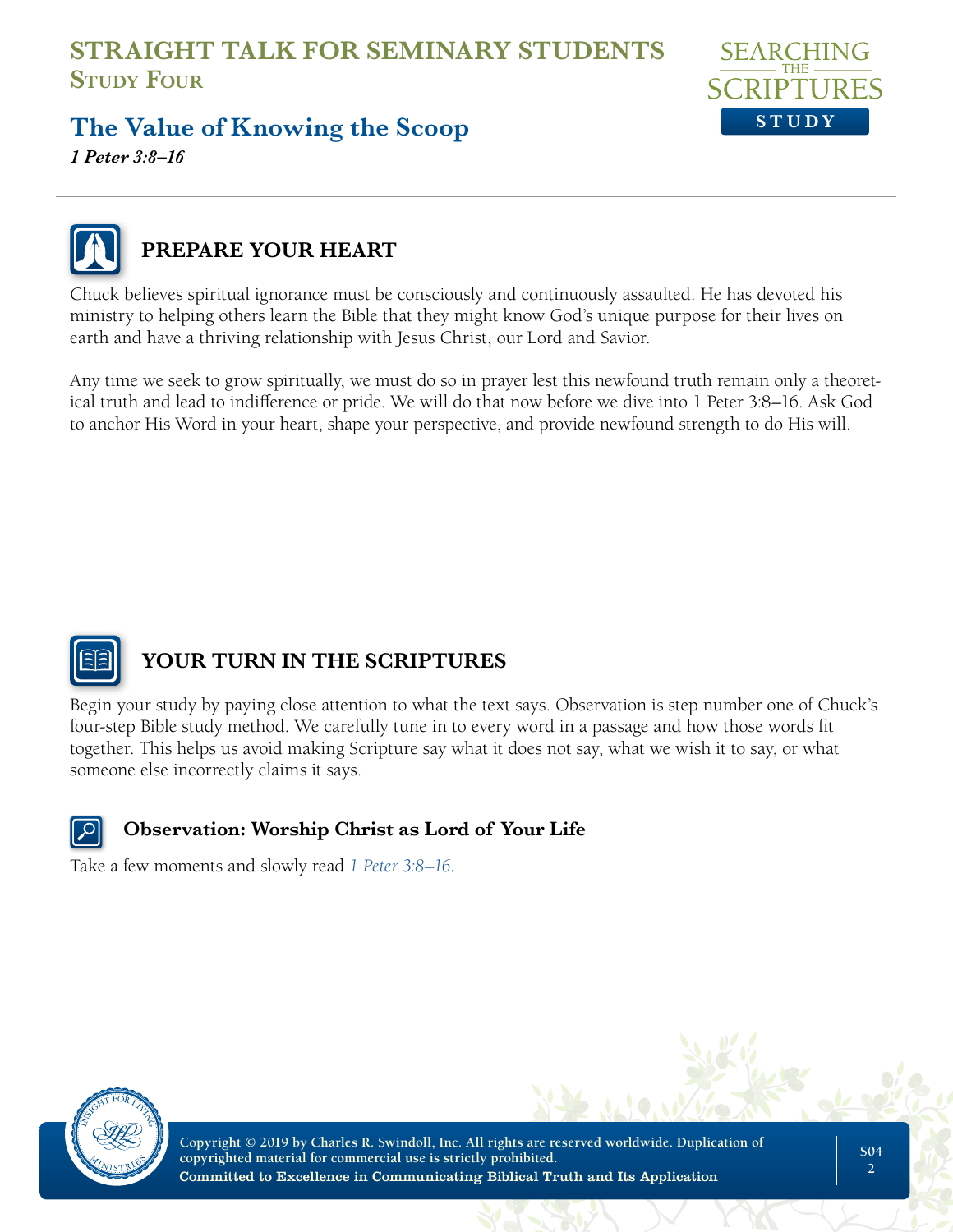# STRAIGHT TALK FOR SEMINARY STUDENTS
## Study Four

## The Value of Knowing the Scoop

***1 Peter 3:8–16***

### PREPARE YOUR HEART

Chuck believes spiritual ignorance must be consciously and continuously assaulted. He has devoted his ministry to helping others learn the Bible that they might know God's unique purpose for their lives on earth and have a thriving relationship with Jesus Christ, our Lord and Savior.

Any time we seek to grow spiritually, we must do so in prayer lest this newfound truth remain only a theoretical truth and lead to indifference or pride. We will do that now before we dive into 1 Peter 3:8–16. Ask God to anchor His Word in your heart, shape your perspective, and provide newfound strength to do His will.

### YOUR TURN IN THE SCRIPTURES

Begin your study by paying close attention to what the text says. Observation is step number one of Chuck's four-step Bible study method. We carefully tune in to every word in a passage and how those words fit together. This helps us avoid making Scripture say what it does not say, what we wish it to say, or what someone else incorrectly claims it says.

#### Observation: Worship Christ as Lord of Your Life

Take a few moments and slowly read *1 Peter 3:8–16*.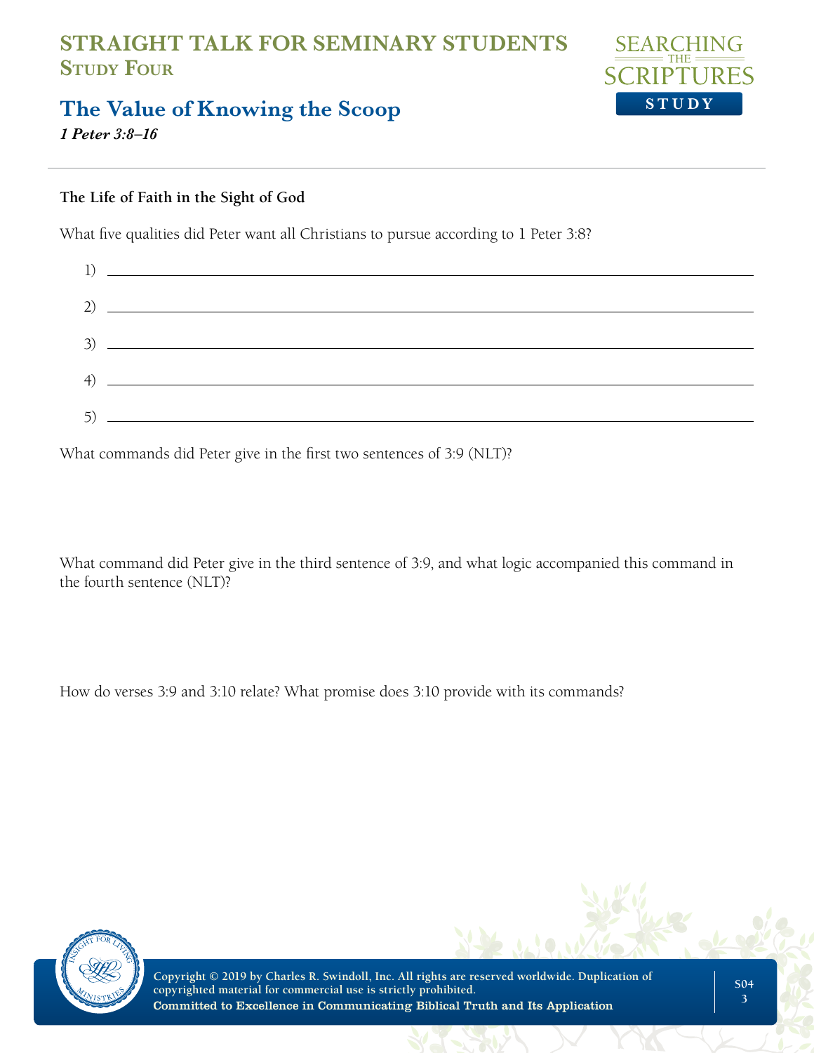# STRAIGHT TALK FOR SEMINARY STUDENTS
## Study Four

## The Value of Knowing the Scoop

***1 Peter 3:8–16***

---

**The Life of Faith in the Sight of God**

What five qualities did Peter want all Christians to pursue according to 1 Peter 3:8?

1) \_\_\_\_\_\_\_\_\_\_\_\_\_\_\_\_\_\_\_\_\_\_\_\_\_\_\_\_\_\_\_\_\_\_\_\_\_\_\_\_

2) \_\_\_\_\_\_\_\_\_\_\_\_\_\_\_\_\_\_\_\_\_\_\_\_\_\_\_\_\_\_\_\_\_\_\_\_\_\_\_\_

3) \_\_\_\_\_\_\_\_\_\_\_\_\_\_\_\_\_\_\_\_\_\_\_\_\_\_\_\_\_\_\_\_\_\_\_\_\_\_\_\_

4) \_\_\_\_\_\_\_\_\_\_\_\_\_\_\_\_\_\_\_\_\_\_\_\_\_\_\_\_\_\_\_\_\_\_\_\_\_\_\_\_

5) \_\_\_\_\_\_\_\_\_\_\_\_\_\_\_\_\_\_\_\_\_\_\_\_\_\_\_\_\_\_\_\_\_\_\_\_\_\_\_\_

What commands did Peter give in the first two sentences of 3:9 (NLT)?

What command did Peter give in the third sentence of 3:9, and what logic accompanied this command in the fourth sentence (NLT)?

How do verses 3:9 and 3:10 relate? What promise does 3:10 provide with its commands?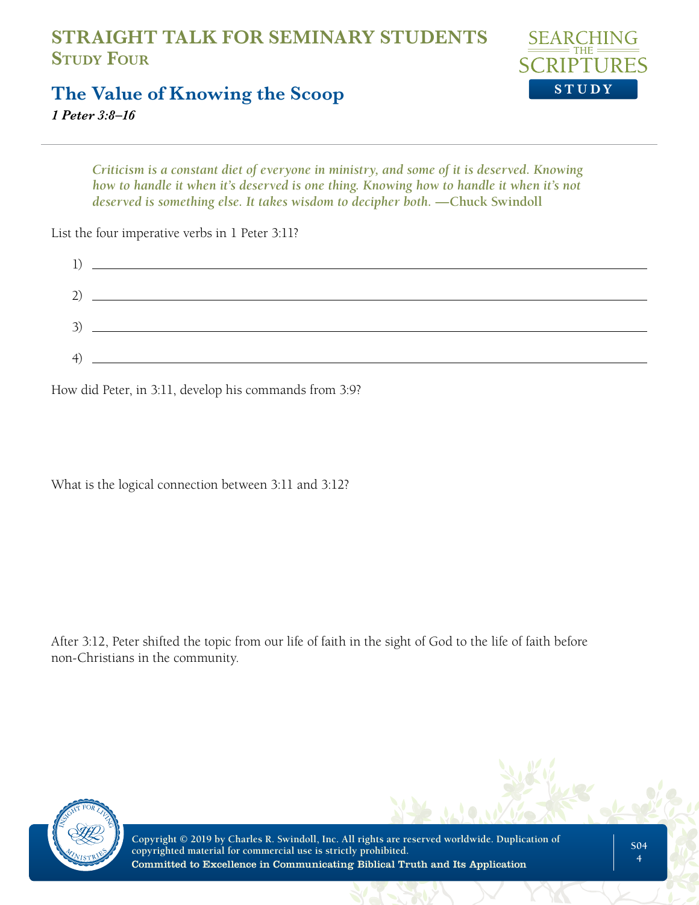# STRAIGHT TALK FOR SEMINARY STUDENTS
## Study Four

## The Value of Knowing the Scoop

***1 Peter 3:8–16***

> *Criticism is a constant diet of everyone in ministry, and some of it is deserved. Knowing how to handle it when it's deserved is one thing. Knowing how to handle it when it's not deserved is something else. It takes wisdom to decipher both.* **—Chuck Swindoll**

List the four imperative verbs in 1 Peter 3:11?

1) ______________________________

2) ______________________________

3) ______________________________

4) ______________________________

How did Peter, in 3:11, develop his commands from 3:9?

What is the logical connection between 3:11 and 3:12?

After 3:12, Peter shifted the topic from our life of faith in the sight of God to the life of faith before non-Christians in the community.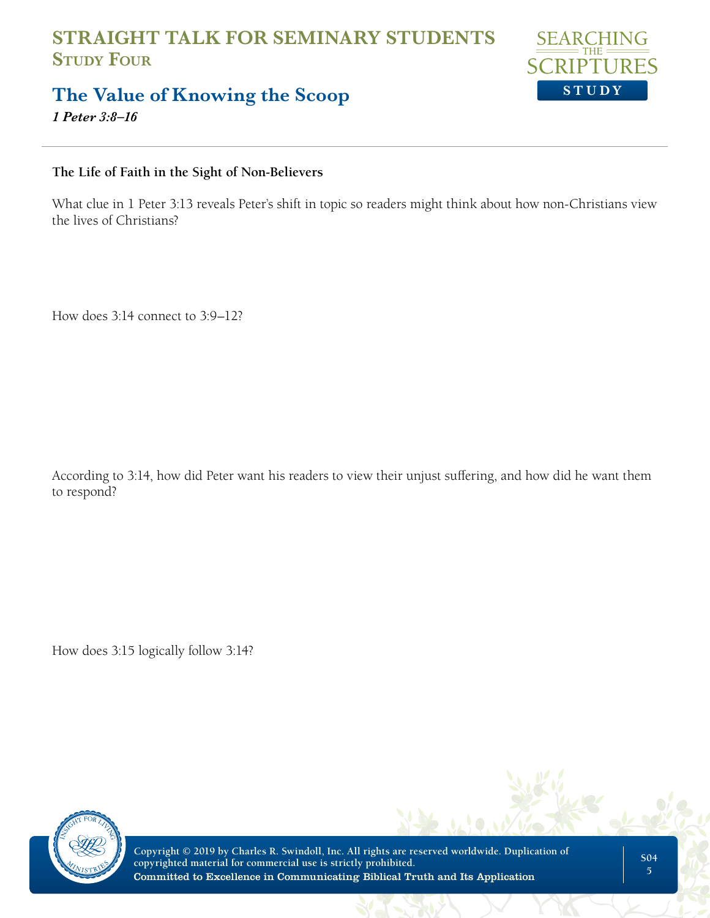# STRAIGHT TALK FOR SEMINARY STUDENTS
## Study Four

## The Value of Knowing the Scoop

***1 Peter 3:8–16***

---

**The Life of Faith in the Sight of Non-Believers**

What clue in 1 Peter 3:13 reveals Peter's shift in topic so readers might think about how non-Christians view the lives of Christians?

How does 3:14 connect to 3:9–12?

According to 3:14, how did Peter want his readers to view their unjust suffering, and how did he want them to respond?

How does 3:15 logically follow 3:14?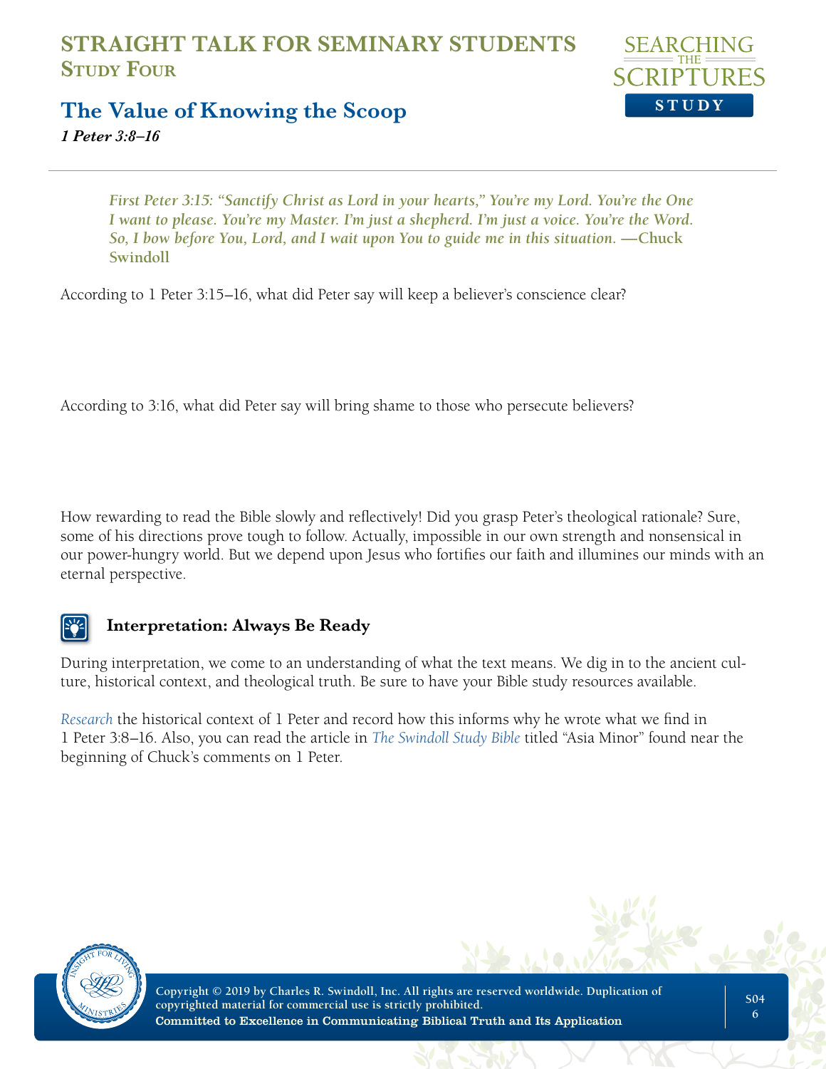# STRAIGHT TALK FOR SEMINARY STUDENTS
## Study Four

## The Value of Knowing the Scoop
*1 Peter 3:8–16*

> *First Peter 3:15: "Sanctify Christ as Lord in your hearts," You're my Lord. You're the One I want to please. You're my Master. I'm just a shepherd. I'm just a voice. You're the Word. So, I bow before You, Lord, and I wait upon You to guide me in this situation.* **—Chuck Swindoll**

According to 1 Peter 3:15–16, what did Peter say will keep a believer's conscience clear?

According to 3:16, what did Peter say will bring shame to those who persecute believers?

How rewarding to read the Bible slowly and reflectively! Did you grasp Peter's theological rationale? Sure, some of his directions prove tough to follow. Actually, impossible in our own strength and nonsensical in our power-hungry world. But we depend upon Jesus who fortifies our faith and illumines our minds with an eternal perspective.

### Interpretation: Always Be Ready

During interpretation, we come to an understanding of what the text means. We dig in to the ancient culture, historical context, and theological truth. Be sure to have your Bible study resources available.

*Research* the historical context of 1 Peter and record how this informs why he wrote what we find in 1 Peter 3:8–16. Also, you can read the article in *The Swindoll Study Bible* titled "Asia Minor" found near the beginning of Chuck's comments on 1 Peter.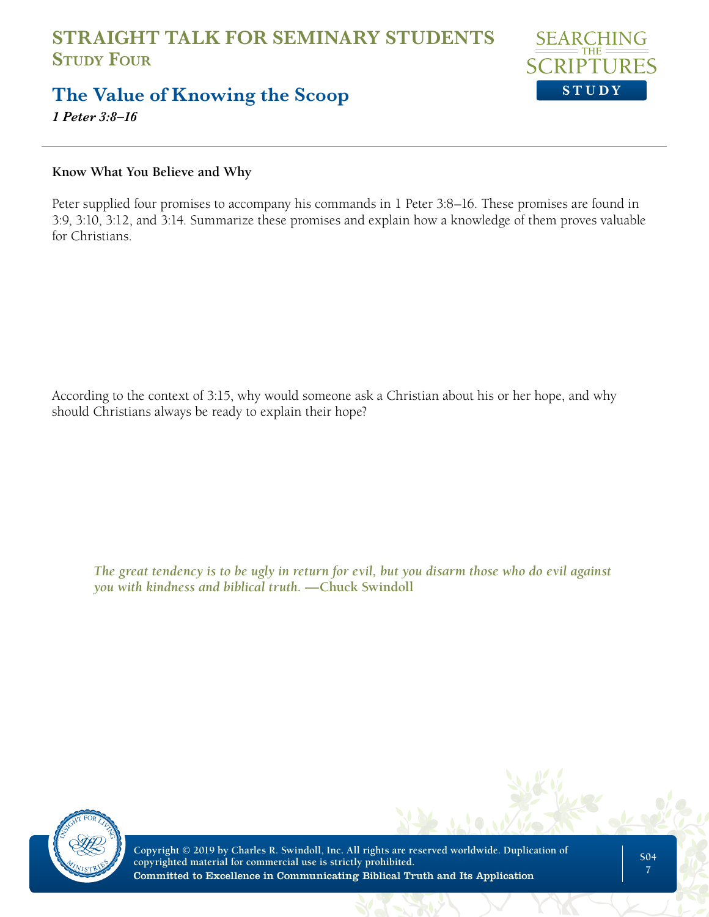# STRAIGHT TALK FOR SEMINARY STUDENTS
## Study Four

## The Value of Knowing the Scoop

***1 Peter 3:8–16***

**Know What You Believe and Why**

Peter supplied four promises to accompany his commands in 1 Peter 3:8–16. These promises are found in 3:9, 3:10, 3:12, and 3:14. Summarize these promises and explain how a knowledge of them proves valuable for Christians.

According to the context of 3:15, why would someone ask a Christian about his or her hope, and why should Christians always be ready to explain their hope?

> ***The great tendency is to be ugly in return for evil, but you disarm those who do evil against you with kindness and biblical truth.* —Chuck Swindoll**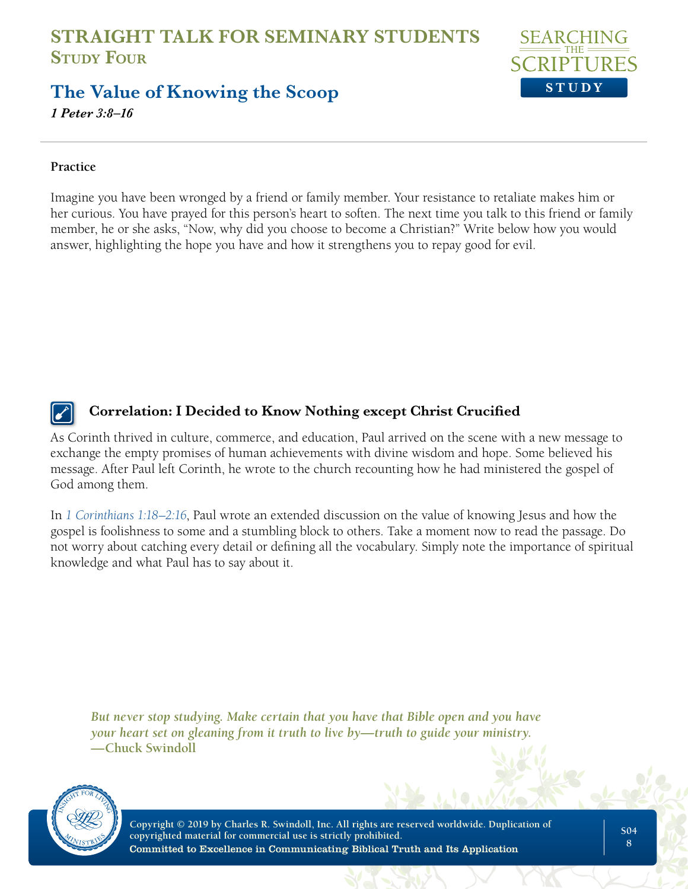# STRAIGHT TALK FOR SEMINARY STUDENTS
## Study Four

## The Value of Knowing the Scoop
***1 Peter 3:8–16***

**Practice**

Imagine you have been wronged by a friend or family member. Your resistance to retaliate makes him or her curious. You have prayed for this person's heart to soften. The next time you talk to this friend or family member, he or she asks, "Now, why did you choose to become a Christian?" Write below how you would answer, highlighting the hope you have and how it strengthens you to repay good for evil.

### Correlation: I Decided to Know Nothing except Christ Crucified

As Corinth thrived in culture, commerce, and education, Paul arrived on the scene with a new message to exchange the empty promises of human achievements with divine wisdom and hope. Some believed his message. After Paul left Corinth, he wrote to the church recounting how he had ministered the gospel of God among them.

In *1 Corinthians 1:18–2:16*, Paul wrote an extended discussion on the value of knowing Jesus and how the gospel is foolishness to some and a stumbling block to others. Take a moment now to read the passage. Do not worry about catching every detail or defining all the vocabulary. Simply note the importance of spiritual knowledge and what Paul has to say about it.

*But never stop studying. Make certain that you have that Bible open and you have your heart set on gleaning from it truth to live by—truth to guide your ministry.*
**—Chuck Swindoll**

Copyright © 2019 by Charles R. Swindoll, Inc. All rights are reserved worldwide. Duplication of copyrighted material for commercial use is strictly prohibited.
Committed to Excellence in Communicating Biblical Truth and Its Application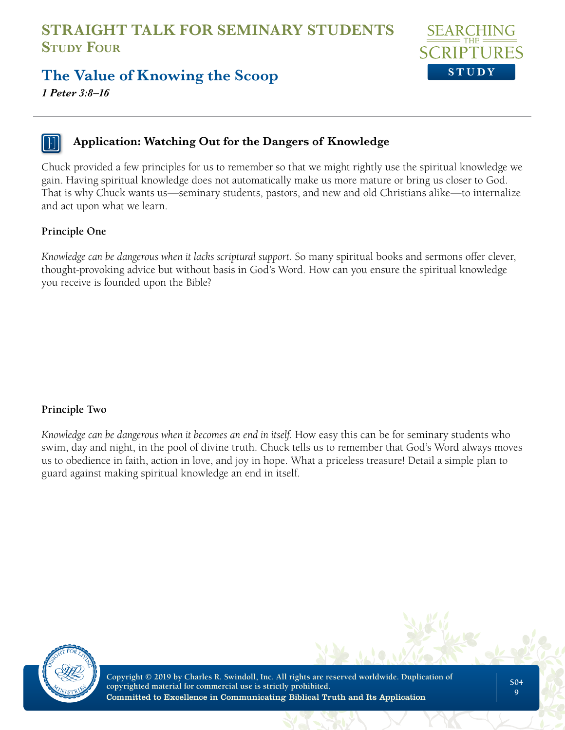# STRAIGHT TALK FOR SEMINARY STUDENTS
## Study Four

## The Value of Knowing the Scoop

*1 Peter 3:8–16*

### Application: Watching Out for the Dangers of Knowledge

Chuck provided a few principles for us to remember so that we might rightly use the spiritual knowledge we gain. Having spiritual knowledge does not automatically make us more mature or bring us closer to God. That is why Chuck wants us—seminary students, pastors, and new and old Christians alike—to internalize and act upon what we learn.

**Principle One**

*Knowledge can be dangerous when it lacks scriptural support.* So many spiritual books and sermons offer clever, thought-provoking advice but without basis in God's Word. How can you ensure the spiritual knowledge you receive is founded upon the Bible?

**Principle Two**

*Knowledge can be dangerous when it becomes an end in itself.* How easy this can be for seminary students who swim, day and night, in the pool of divine truth. Chuck tells us to remember that God's Word always moves us to obedience in faith, action in love, and joy in hope. What a priceless treasure! Detail a simple plan to guard against making spiritual knowledge an end in itself.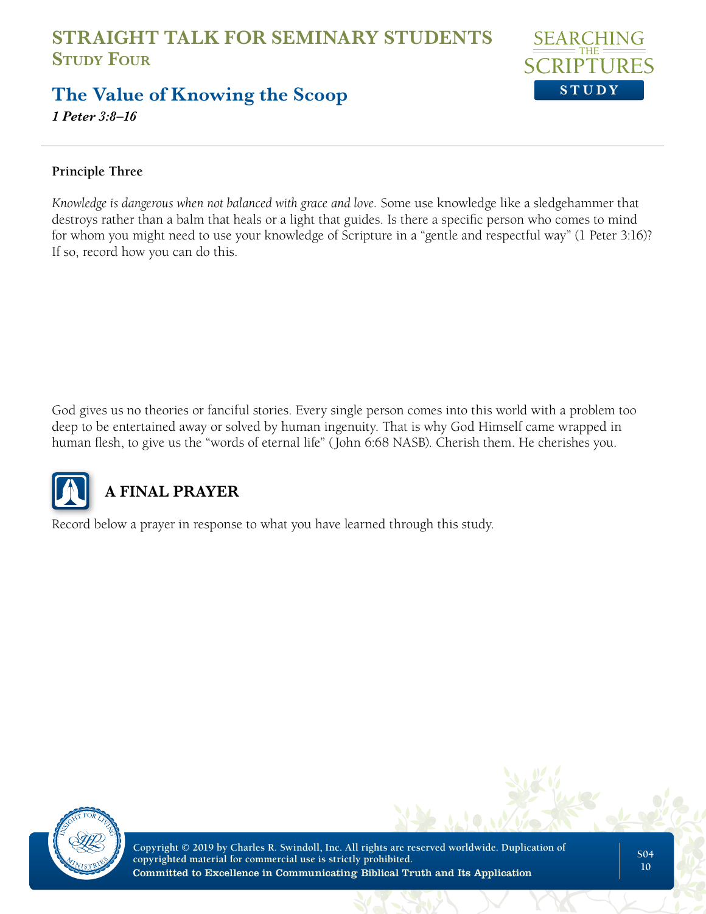# STRAIGHT TALK FOR SEMINARY STUDENTS
## Study Four

## The Value of Knowing the Scoop
*1 Peter 3:8–16*

---

**Principle Three**

*Knowledge is dangerous when not balanced with grace and love.* Some use knowledge like a sledgehammer that destroys rather than a balm that heals or a light that guides. Is there a specific person who comes to mind for whom you might need to use your knowledge of Scripture in a "gentle and respectful way" (1 Peter 3:16)? If so, record how you can do this.

God gives us no theories or fanciful stories. Every single person comes into this world with a problem too deep to be entertained away or solved by human ingenuity. That is why God Himself came wrapped in human flesh, to give us the "words of eternal life" (John 6:68 NASB). Cherish them. He cherishes you.

## A FINAL PRAYER

Record below a prayer in response to what you have learned through this study.

Copyright © 2019 by Charles R. Swindoll, Inc. All rights are reserved worldwide. Duplication of copyrighted material for commercial use is strictly prohibited.
Committed to Excellence in Communicating Biblical Truth and Its Application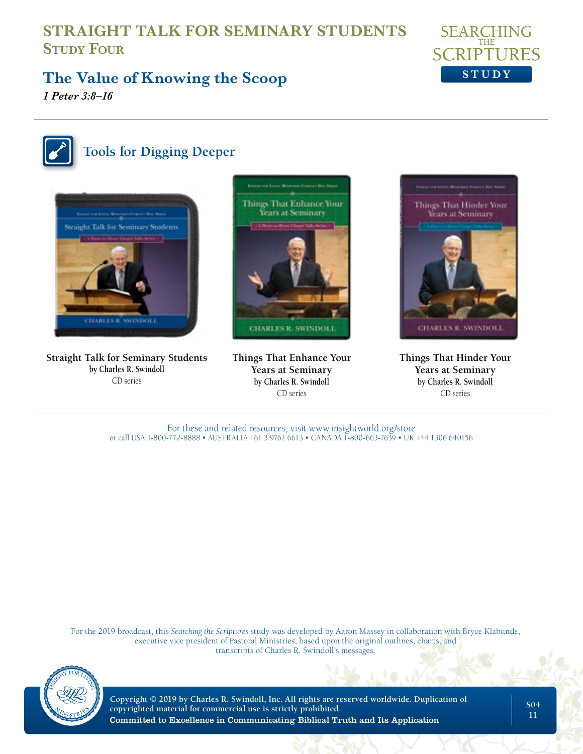# STRAIGHT TALK FOR SEMINARY STUDENTS
## Study Four

## The Value of Knowing the Scoop
***1 Peter 3:8–16***

### Tools for Digging Deeper

**Straight Talk for Seminary Students**
by Charles R. Swindoll
CD series

**Things That Enhance Your Years at Seminary**
by Charles R. Swindoll
CD series

**Things That Hinder Your Years at Seminary**
by Charles R. Swindoll
CD series

For these and related resources, visit www.insightworld.org/store
or call USA 1-800-772-8888 • AUSTRALIA +61 3 9762 6613 • CANADA 1-800-663-7639 • UK +44 1306 640156

For the 2019 broadcast, this *Searching the Scriptures* study was developed by Aaron Massey in collaboration with Bryce Klabunde, executive vice president of Pastoral Ministries, based upon the original outlines, charts, and transcripts of Charles R. Swindoll's messages.

Copyright © 2019 by Charles R. Swindoll, Inc. All rights are reserved worldwide. Duplication of copyrighted material for commercial use is strictly prohibited.
**Committed to Excellence in Communicating Biblical Truth and Its Application**